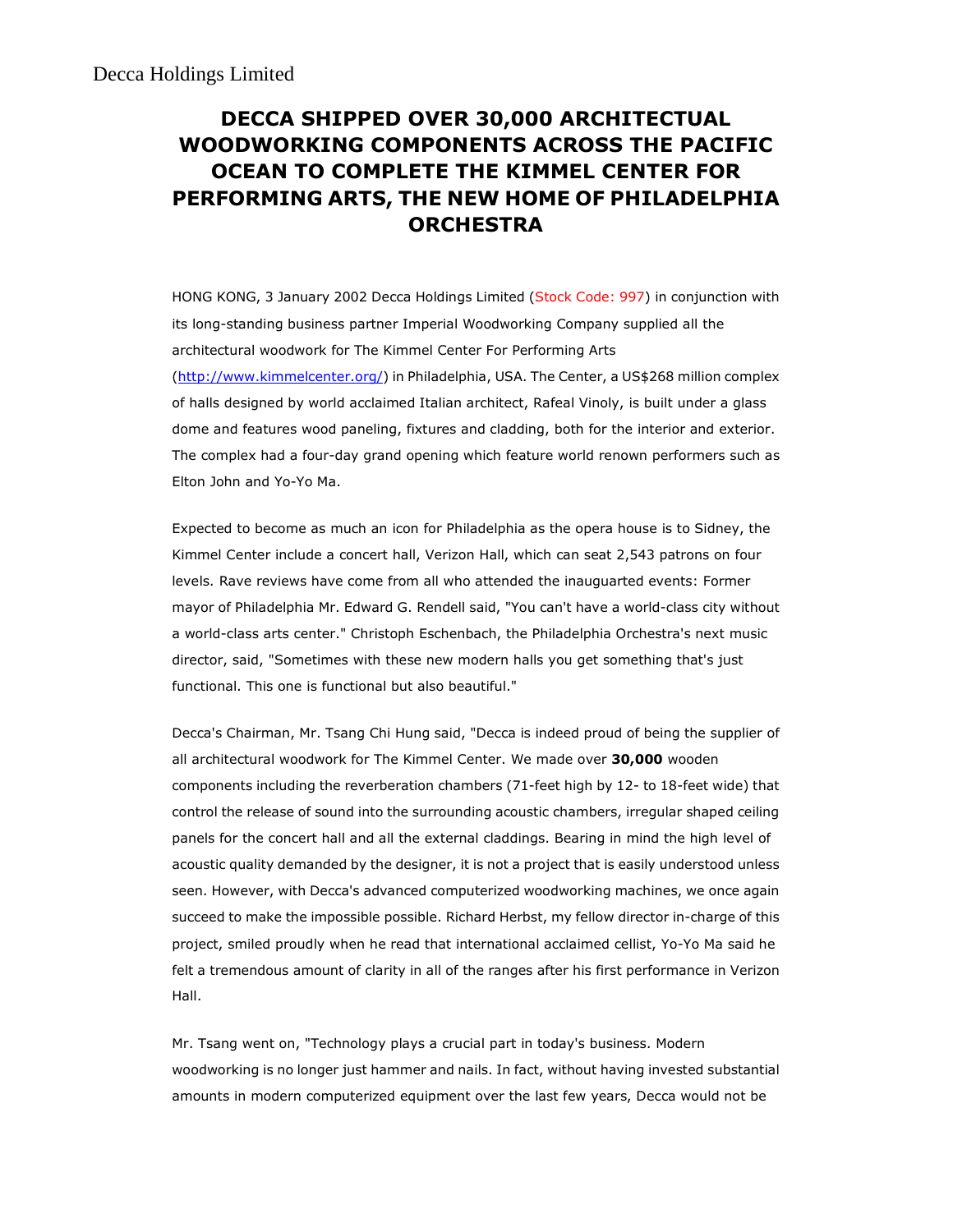Decca Holdings Limited

# DECCA SHIPPED OVER 30,000 ARCHITECTUAL WOODWORKING COMPONENTS ACROSS THE PACIFIC OCEAN TO COMPLETE THE KIMMEL CENTER FOR PERFORMING ARTS, THE NEW HOME OF PHILADELPHIA ORCHESTRA

HONG KONG, 3 January 2002 Decca Holdings Limited (Stock Code: 997) in conjunction with its long-standing business partner Imperial Woodworking Company supplied all the architectural woodwork for The Kimmel Center For Performing Arts (http://www.kimmelcenter.org/) in Philadelphia, USA. The Center, a US$268 million complex of halls designed by world acclaimed Italian architect, Rafeal Vinoly, is built under a glass dome and features wood paneling, fixtures and cladding, both for the interior and exterior. The complex had a four-day grand opening which feature world renown performers such as Elton John and Yo-Yo Ma.

Expected to become as much an icon for Philadelphia as the opera house is to Sidney, the Kimmel Center include a concert hall, Verizon Hall, which can seat 2,543 patrons on four levels. Rave reviews have come from all who attended the inauguarted events: Former mayor of Philadelphia Mr. Edward G. Rendell said, "You can't have a world-class city without a world-class arts center." Christoph Eschenbach, the Philadelphia Orchestra's next music director, said, "Sometimes with these new modern halls you get something that's just functional. This one is functional but also beautiful."

Decca's Chairman, Mr. Tsang Chi Hung said, "Decca is indeed proud of being the supplier of all architectural woodwork for The Kimmel Center. We made over **30,000** wooden components including the reverberation chambers (71-feet high by 12- to 18-feet wide) that control the release of sound into the surrounding acoustic chambers, irregular shaped ceiling panels for the concert hall and all the external claddings. Bearing in mind the high level of acoustic quality demanded by the designer, it is not a project that is easily understood unless seen. However, with Decca's advanced computerized woodworking machines, we once again succeed to make the impossible possible. Richard Herbst, my fellow director in-charge of this project, smiled proudly when he read that international acclaimed cellist, Yo-Yo Ma said he felt a tremendous amount of clarity in all of the ranges after his first performance in Verizon Hall.

Mr. Tsang went on, "Technology plays a crucial part in today's business. Modern woodworking is no longer just hammer and nails. In fact, without having invested substantial amounts in modern computerized equipment over the last few years, Decca would not be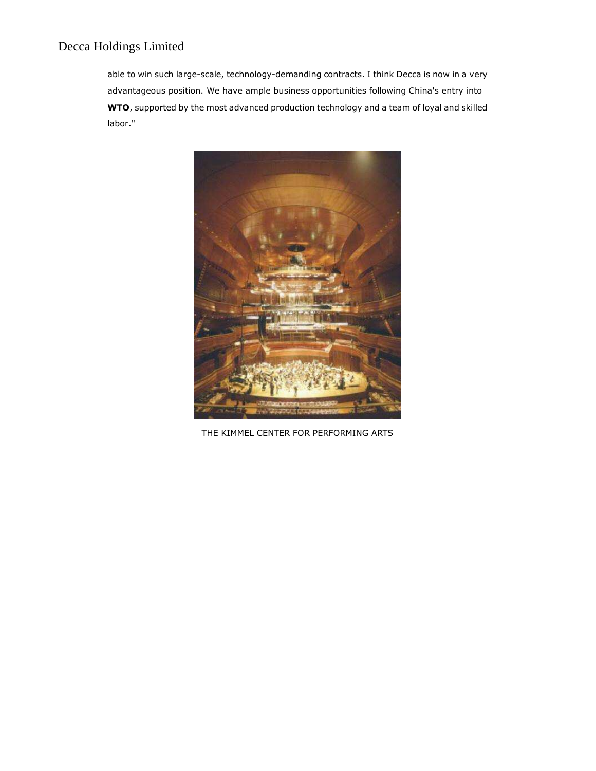able to win such large-scale, technology-demanding contracts. I think Decca is now in a very advantageous position. We have ample business opportunities following China's entry into **WTO**, supported by the most advanced production technology and a team of loyal and skilled labor."

THE KIMMEL CENTER FOR PERFORMING ARTS